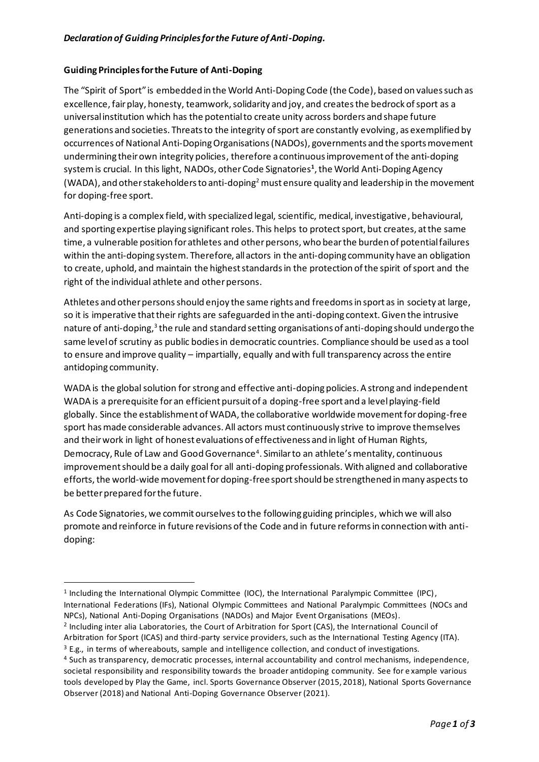***Declaration of Guiding Principles for the Future of Anti-Doping.***

**Guiding Principles for the Future of Anti-Doping**

The "Spirit of Sport" is embedded in the World Anti-Doping Code (the Code), based on values such as excellence, fair play, honesty, teamwork, solidarity and joy, and creates the bedrock of sport as a universal institution which has the potential to create unity across borders and shape future generations and societies. Threats to the integrity of sport are constantly evolving, as exemplified by occurrences of National Anti-Doping Organisations (NADOs), governments and the sports movement undermining their own integrity policies, therefore a continuous improvement of the anti-doping system is crucial. In this light, NADOs, other Code Signatories[1], the World Anti-Doping Agency (WADA), and other stakeholders to anti-doping[2] must ensure quality and leadership in the movement for doping-free sport.

Anti-doping is a complex field, with specialized legal, scientific, medical, investigative, behavioural, and sporting expertise playing significant roles. This helps to protect sport, but creates, at the same time, a vulnerable position for athletes and other persons, who bear the burden of potential failures within the anti-doping system. Therefore, all actors in the anti-doping community have an obligation to create, uphold, and maintain the highest standards in the protection of the spirit of sport and the right of the individual athlete and other persons.

Athletes and other persons should enjoy the same rights and freedoms in sport as in society at large, so it is imperative that their rights are safeguarded in the anti-doping context. Given the intrusive nature of anti-doping,[3] the rule and standard setting organisations of anti-doping should undergo the same level of scrutiny as public bodies in democratic countries. Compliance should be used as a tool to ensure and improve quality – impartially, equally and with full transparency across the entire antidoping community.

WADA is the global solution for strong and effective anti-doping policies. A strong and independent WADA is a prerequisite for an efficient pursuit of a doping-free sport and a level playing-field globally. Since the establishment of WADA, the collaborative worldwide movement for doping-free sport has made considerable advances. All actors must continuously strive to improve themselves and their work in light of honest evaluations of effectiveness and in light of Human Rights, Democracy, Rule of Law and Good Governance[4]. Similar to an athlete's mentality, continuous improvement should be a daily goal for all anti-doping professionals. With aligned and collaborative efforts, the world-wide movement for doping-free sport should be strengthened in many aspects to be better prepared for the future.

As Code Signatories, we commit ourselves to the following guiding principles, which we will also promote and reinforce in future revisions of the Code and in future reforms in connection with anti-doping:

---

[1] Including the International Olympic Committee (IOC), the International Paralympic Committee (IPC), International Federations (IFs), National Olympic Committees and National Paralympic Committees (NOCs and NPCs), National Anti-Doping Organisations (NADOs) and Major Event Organisations (MEOs).

[2] Including inter alia Laboratories, the Court of Arbitration for Sport (CAS), the International Council of Arbitration for Sport (ICAS) and third-party service providers, such as the International Testing Agency (ITA).

[3] E.g., in terms of whereabouts, sample and intelligence collection, and conduct of investigations.

[4] Such as transparency, democratic processes, internal accountability and control mechanisms, independence, societal responsibility and responsibility towards the broader antidoping community. See for example various tools developed by Play the Game, incl. Sports Governance Observer (2015, 2018), National Sports Governance Observer (2018) and National Anti-Doping Governance Observer (2021).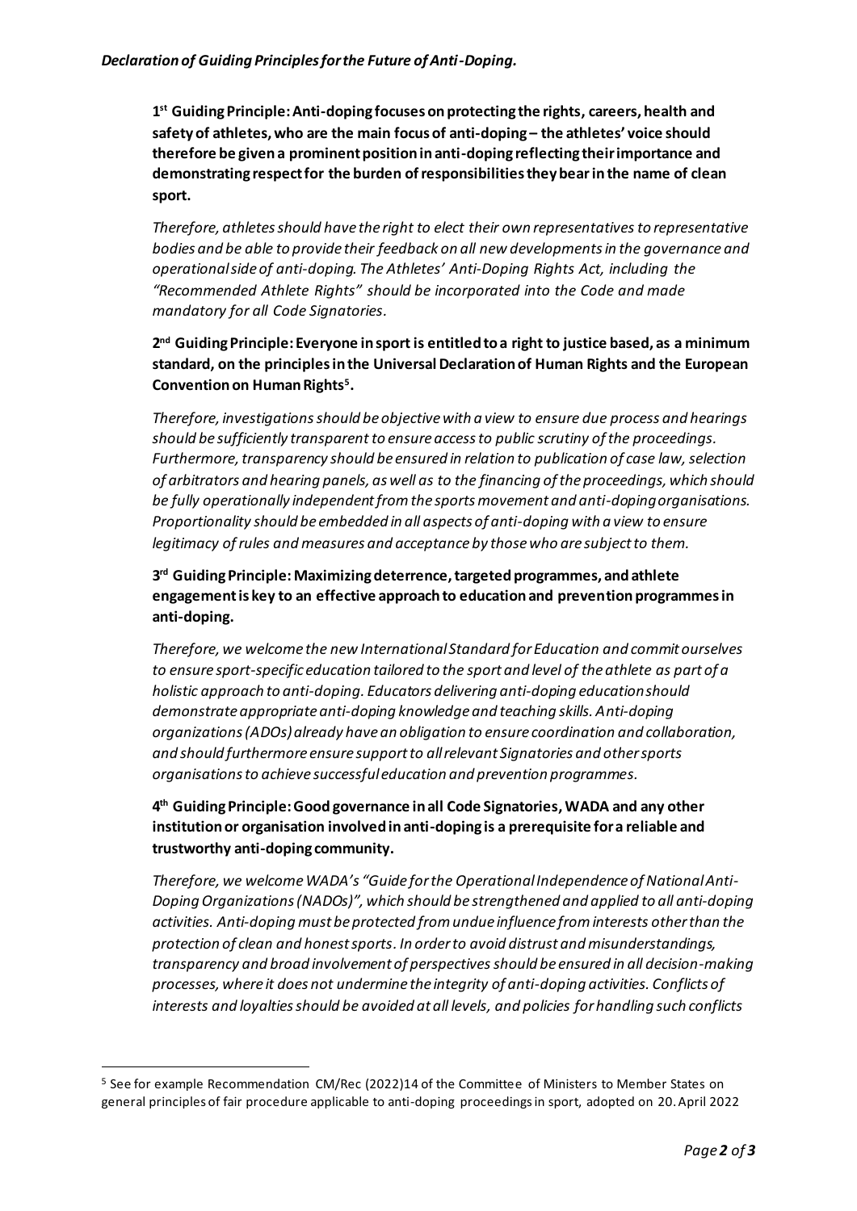**1st Guiding Principle: Anti-doping focuses on protecting the rights, careers, health and safety of athletes, who are the main focus of anti-doping – the athletes' voice should therefore be given a prominent position in anti-doping reflecting their importance and demonstrating respect for the burden of responsibilities they bear in the name of clean sport.**

*Therefore, athletes should have the right to elect their own representatives to representative bodies and be able to provide their feedback on all new developments in the governance and operational side of anti-doping. The Athletes' Anti-Doping Rights Act, including the "Recommended Athlete Rights" should be incorporated into the Code and made mandatory for all Code Signatories.*

**2nd Guiding Principle: Everyone in sport is entitled to a right to justice based, as a minimum standard, on the principles in the Universal Declaration of Human Rights and the European Convention on Human Rights[5].**

*Therefore, investigations should be objective with a view to ensure due process and hearings should be sufficiently transparent to ensure access to public scrutiny of the proceedings. Furthermore, transparency should be ensured in relation to publication of case law, selection of arbitrators and hearing panels, as well as to the financing of the proceedings, which should be fully operationally independent from the sports movement and anti-doping organisations. Proportionality should be embedded in all aspects of anti-doping with a view to ensure legitimacy of rules and measures and acceptance by those who are subject to them.*

**3rd Guiding Principle: Maximizing deterrence, targeted programmes, and athlete engagement is key to an effective approach to education and prevention programmes in anti-doping.**

*Therefore, we welcome the new International Standard for Education and commit ourselves to ensure sport-specific education tailored to the sport and level of the athlete as part of a holistic approach to anti-doping. Educators delivering anti-doping education should demonstrate appropriate anti-doping knowledge and teaching skills. Anti-doping organizations (ADOs) already have an obligation to ensure coordination and collaboration, and should furthermore ensure support to all relevant Signatories and other sports organisations to achieve successful education and prevention programmes.*

**4th Guiding Principle: Good governance in all Code Signatories, WADA and any other institution or organisation involved in anti-doping is a prerequisite for a reliable and trustworthy anti-doping community.**

*Therefore, we welcome WADA's "Guide for the Operational Independence of National Anti-Doping Organizations (NADOs)", which should be strengthened and applied to all anti-doping activities. Anti-doping must be protected from undue influence from interests other than the protection of clean and honest sports. In order to avoid distrust and misunderstandings, transparency and broad involvement of perspectives should be ensured in all decision-making processes, where it does not undermine the integrity of anti-doping activities. Conflicts of interests and loyalties should be avoided at all levels, and policies for handling such conflicts*

---

[5] See for example Recommendation CM/Rec (2022)14 of the Committee of Ministers to Member States on general principles of fair procedure applicable to anti-doping proceedings in sport, adopted on 20. April 2022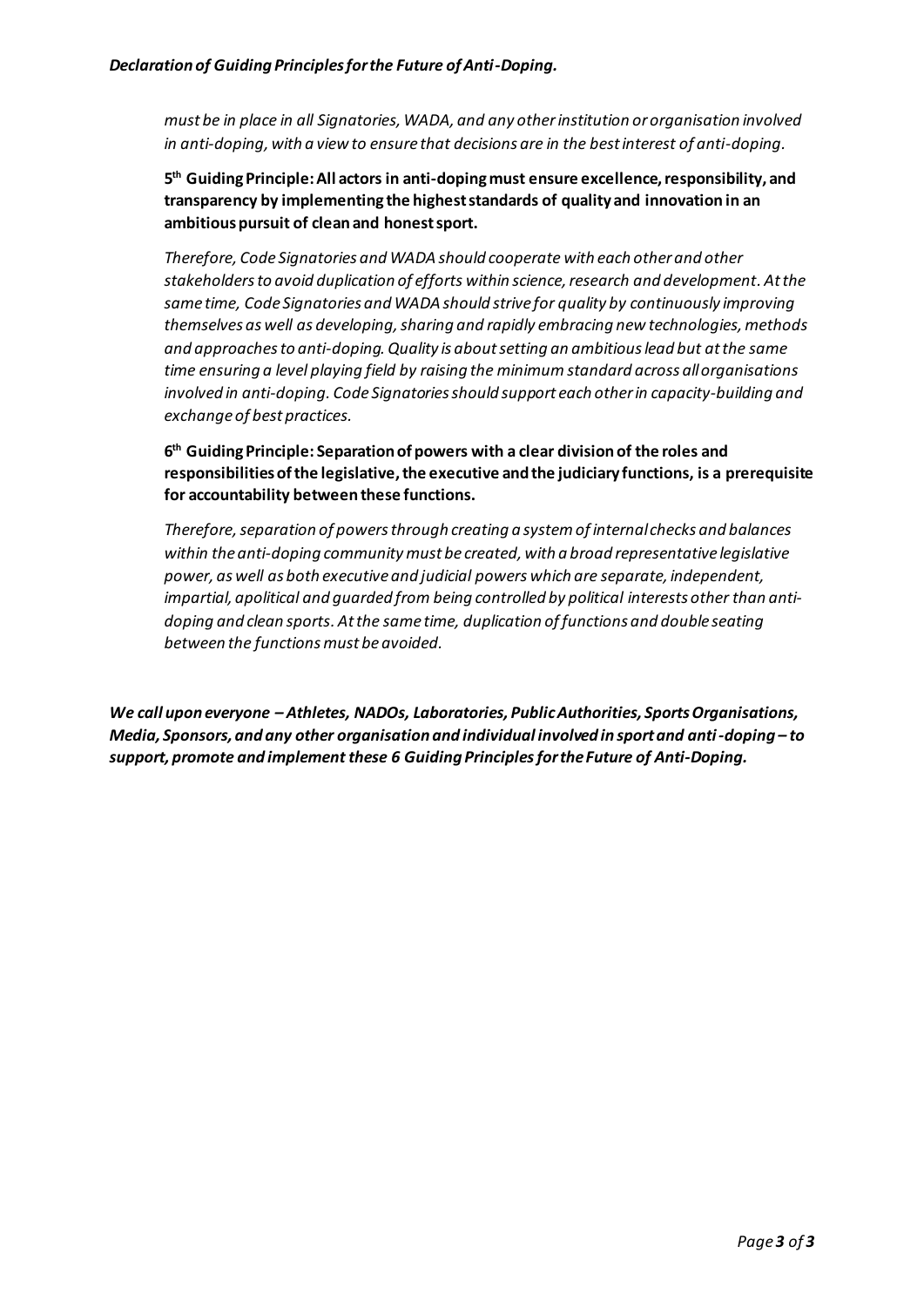*must be in place in all Signatories, WADA, and any other institution or organisation involved in anti-doping, with a view to ensure that decisions are in the best interest of anti-doping.*

**5th Guiding Principle: All actors in anti-doping must ensure excellence, responsibility, and transparency by implementing the highest standards of quality and innovation in an ambitious pursuit of clean and honest sport.**

*Therefore, Code Signatories and WADA should cooperate with each other and other stakeholders to avoid duplication of efforts within science, research and development. At the same time, Code Signatories and WADA should strive for quality by continuously improving themselves as well as developing, sharing and rapidly embracing new technologies, methods and approaches to anti-doping. Quality is about setting an ambitious lead but at the same time ensuring a level playing field by raising the minimum standard across all organisations involved in anti-doping. Code Signatories should support each other in capacity-building and exchange of best practices.*

**6th Guiding Principle: Separation of powers with a clear division of the roles and responsibilities of the legislative, the executive and the judiciary functions, is a prerequisite for accountability between these functions.**

*Therefore, separation of powers through creating a system of internal checks and balances within the anti-doping community must be created, with a broad representative legislative power, as well as both executive and judicial powers which are separate, independent, impartial, apolitical and guarded from being controlled by political interests other than anti-doping and clean sports. At the same time, duplication of functions and double seating between the functions must be avoided.*

***We call upon everyone – Athletes, NADOs, Laboratories, Public Authorities, Sports Organisations, Media, Sponsors, and any other organisation and individual involved in sport and anti-doping – to support, promote and implement these 6 Guiding Principles for the Future of Anti-Doping.***